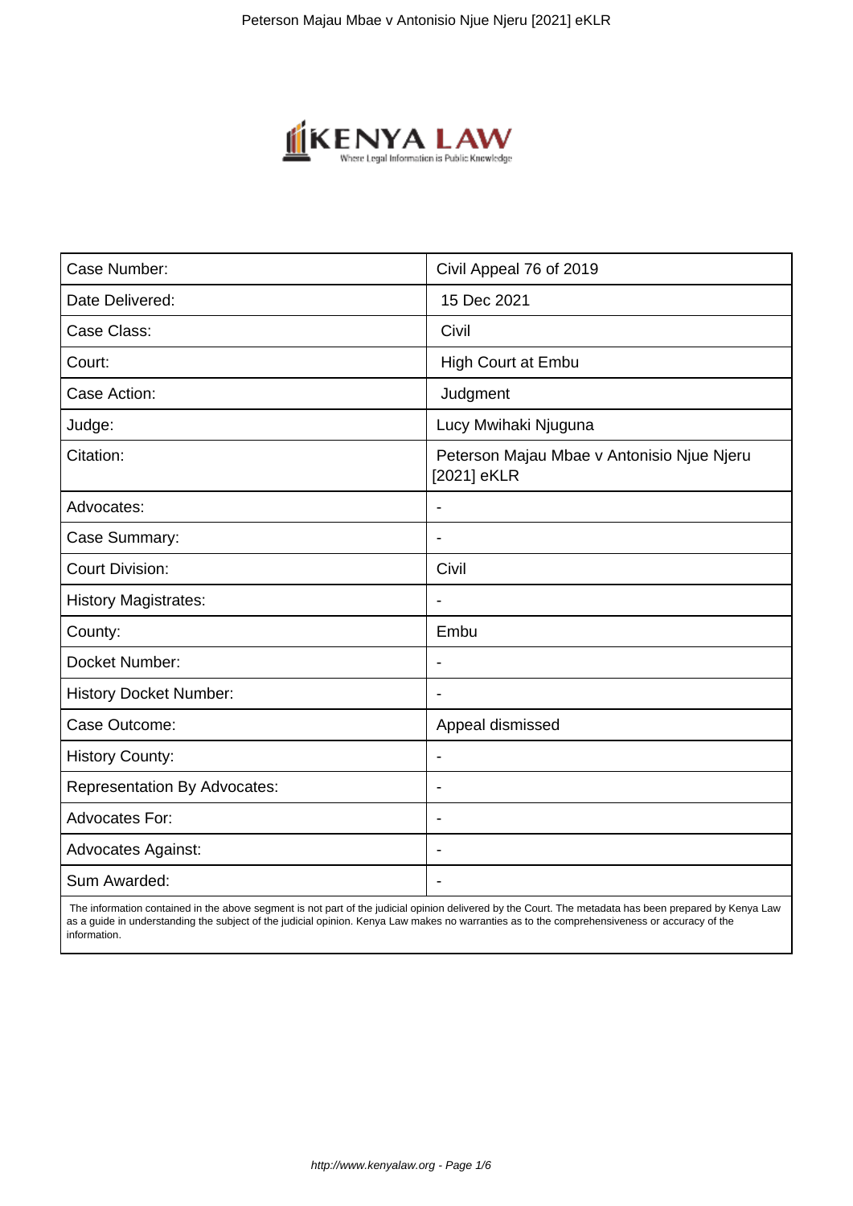| Case Number: | Civil Appeal 76 of 2019 |
| --- | --- |
| Date Delivered: | 15 Dec 2021 |
| Case Class: | Civil |
| Court: | High Court at Embu |
| Case Action: | Judgment |
| Judge: | Lucy Mwihaki Njuguna |
| Citation: | Peterson Majau Mbae v Antonisio Njue Njeru [2021] eKLR |
| Advocates: | - |
| Case Summary: | - |
| Court Division: | Civil |
| History Magistrates: | - |
| County: | Embu |
| Docket Number: | - |
| History Docket Number: | - |
| Case Outcome: | Appeal dismissed |
| History County: | - |
| Representation By Advocates: | - |
| Advocates For: | - |
| Advocates Against: | - |
| Sum Awarded: | - |

The information contained in the above segment is not part of the judicial opinion delivered by the Court. The metadata has been prepared by Kenya Law as a guide in understanding the subject of the judicial opinion. Kenya Law makes no warranties as to the comprehensiveness or accuracy of the information.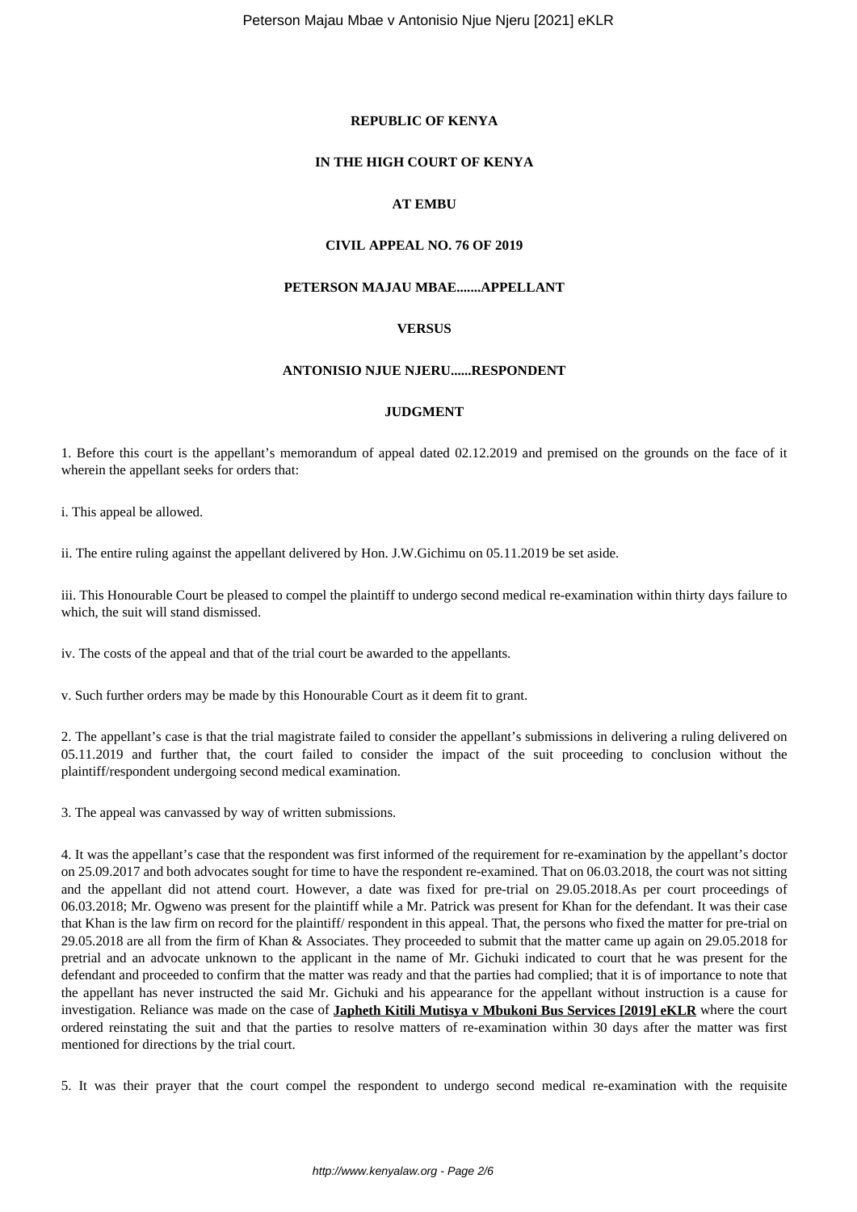**REPUBLIC OF KENYA**

**IN THE HIGH COURT OF KENYA**

**AT EMBU**

**CIVIL APPEAL NO. 76 OF 2019**

**PETERSON MAJAU MBAE.......APPELLANT**

**VERSUS**

**ANTONISIO NJUE NJERU......RESPONDENT**

**JUDGMENT**

1. Before this court is the appellant's memorandum of appeal dated 02.12.2019 and premised on the grounds on the face of it wherein the appellant seeks for orders that:

i. This appeal be allowed.

ii. The entire ruling against the appellant delivered by Hon. J.W.Gichimu on 05.11.2019 be set aside.

iii. This Honourable Court be pleased to compel the plaintiff to undergo second medical re-examination within thirty days failure to which, the suit will stand dismissed.

iv. The costs of the appeal and that of the trial court be awarded to the appellants.

v. Such further orders may be made by this Honourable Court as it deem fit to grant.

2. The appellant's case is that the trial magistrate failed to consider the appellant's submissions in delivering a ruling delivered on 05.11.2019 and further that, the court failed to consider the impact of the suit proceeding to conclusion without the plaintiff/respondent undergoing second medical examination.

3. The appeal was canvassed by way of written submissions.

4. It was the appellant's case that the respondent was first informed of the requirement for re-examination by the appellant's doctor on 25.09.2017 and both advocates sought for time to have the respondent re-examined. That on 06.03.2018, the court was not sitting and the appellant did not attend court. However, a date was fixed for pre-trial on 29.05.2018.As per court proceedings of 06.03.2018; Mr. Ogweno was present for the plaintiff while a Mr. Patrick was present for Khan for the defendant. It was their case that Khan is the law firm on record for the plaintiff/ respondent in this appeal. That, the persons who fixed the matter for pre-trial on 29.05.2018 are all from the firm of Khan & Associates. They proceeded to submit that the matter came up again on 29.05.2018 for pretrial and an advocate unknown to the applicant in the name of Mr. Gichuki indicated to court that he was present for the defendant and proceeded to confirm that the matter was ready and that the parties had complied; that it is of importance to note that the appellant has never instructed the said Mr. Gichuki and his appearance for the appellant without instruction is a cause for investigation. Reliance was made on the case of **Japheth Kitili Mutisya v Mbukoni Bus Services [2019] eKLR** where the court ordered reinstating the suit and that the parties to resolve matters of re-examination within 30 days after the matter was first mentioned for directions by the trial court.

5. It was their prayer that the court compel the respondent to undergo second medical re-examination with the requisite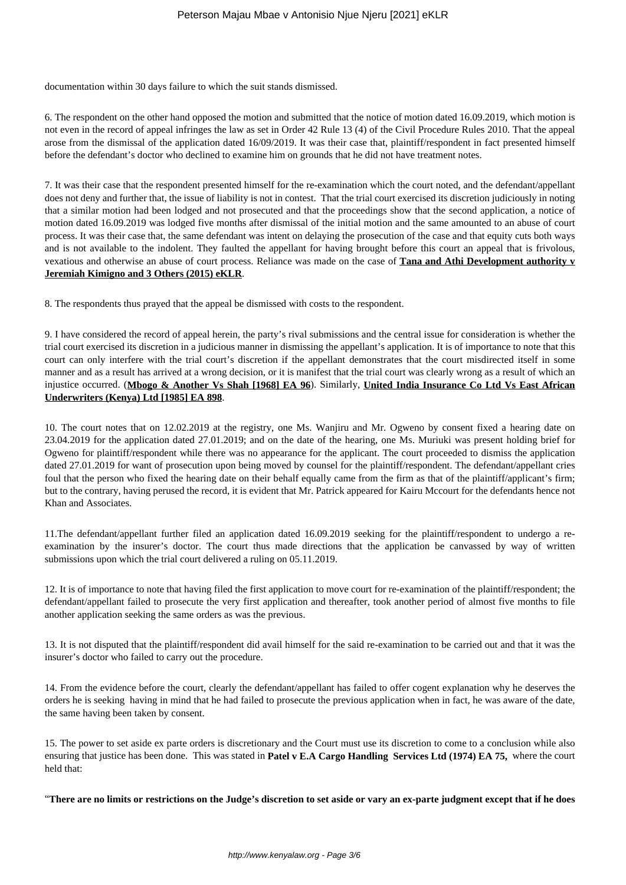documentation within 30 days failure to which the suit stands dismissed.

6. The respondent on the other hand opposed the motion and submitted that the notice of motion dated 16.09.2019, which motion is not even in the record of appeal infringes the law as set in Order 42 Rule 13 (4) of the Civil Procedure Rules 2010. That the appeal arose from the dismissal of the application dated 16/09/2019. It was their case that, plaintiff/respondent in fact presented himself before the defendant's doctor who declined to examine him on grounds that he did not have treatment notes.

7. It was their case that the respondent presented himself for the re-examination which the court noted, and the defendant/appellant does not deny and further that, the issue of liability is not in contest. That the trial court exercised its discretion judiciously in noting that a similar motion had been lodged and not prosecuted and that the proceedings show that the second application, a notice of motion dated 16.09.2019 was lodged five months after dismissal of the initial motion and the same amounted to an abuse of court process. It was their case that, the same defendant was intent on delaying the prosecution of the case and that equity cuts both ways and is not available to the indolent. They faulted the appellant for having brought before this court an appeal that is frivolous, vexatious and otherwise an abuse of court process. Reliance was made on the case of **Tana and Athi Development authority v Jeremiah Kimigno and 3 Others (2015) eKLR**.

8. The respondents thus prayed that the appeal be dismissed with costs to the respondent.

9. I have considered the record of appeal herein, the party's rival submissions and the central issue for consideration is whether the trial court exercised its discretion in a judicious manner in dismissing the appellant's application. It is of importance to note that this court can only interfere with the trial court's discretion if the appellant demonstrates that the court misdirected itself in some manner and as a result has arrived at a wrong decision, or it is manifest that the trial court was clearly wrong as a result of which an injustice occurred. (**Mbogo & Another Vs Shah [1968] EA 96**). Similarly, **United India Insurance Co Ltd Vs East African Underwriters (Kenya) Ltd [1985] EA 898**.

10. The court notes that on 12.02.2019 at the registry, one Ms. Wanjiru and Mr. Ogweno by consent fixed a hearing date on 23.04.2019 for the application dated 27.01.2019; and on the date of the hearing, one Ms. Muriuki was present holding brief for Ogweno for plaintiff/respondent while there was no appearance for the applicant. The court proceeded to dismiss the application dated 27.01.2019 for want of prosecution upon being moved by counsel for the plaintiff/respondent. The defendant/appellant cries foul that the person who fixed the hearing date on their behalf equally came from the firm as that of the plaintiff/applicant's firm; but to the contrary, having perused the record, it is evident that Mr. Patrick appeared for Kairu Mccourt for the defendants hence not Khan and Associates.

11.The defendant/appellant further filed an application dated 16.09.2019 seeking for the plaintiff/respondent to undergo a re-examination by the insurer's doctor. The court thus made directions that the application be canvassed by way of written submissions upon which the trial court delivered a ruling on 05.11.2019.

12. It is of importance to note that having filed the first application to move court for re-examination of the plaintiff/respondent; the defendant/appellant failed to prosecute the very first application and thereafter, took another period of almost five months to file another application seeking the same orders as was the previous.

13. It is not disputed that the plaintiff/respondent did avail himself for the said re-examination to be carried out and that it was the insurer's doctor who failed to carry out the procedure.

14. From the evidence before the court, clearly the defendant/appellant has failed to offer cogent explanation why he deserves the orders he is seeking having in mind that he had failed to prosecute the previous application when in fact, he was aware of the date, the same having been taken by consent.

15. The power to set aside ex parte orders is discretionary and the Court must use its discretion to come to a conclusion while also ensuring that justice has been done. This was stated in **Patel v E.A Cargo Handling Services Ltd (1974) EA 75,** where the court held that:

"**There are no limits or restrictions on the Judge's discretion to set aside or vary an ex-parte judgment except that if he does**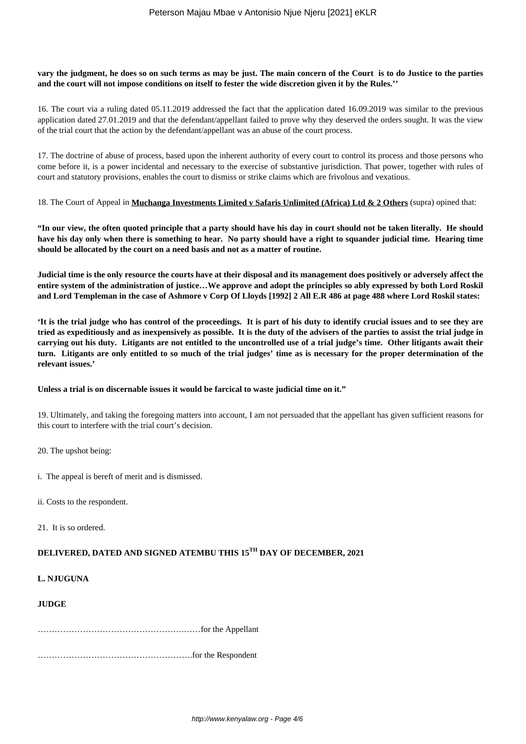**vary the judgment, he does so on such terms as may be just. The main concern of the Court is to do Justice to the parties and the court will not impose conditions on itself to fester the wide discretion given it by the Rules.''**

16. The court via a ruling dated 05.11.2019 addressed the fact that the application dated 16.09.2019 was similar to the previous application dated 27.01.2019 and that the defendant/appellant failed to prove why they deserved the orders sought. It was the view of the trial court that the action by the defendant/appellant was an abuse of the court process.

17. The doctrine of abuse of process, based upon the inherent authority of every court to control its process and those persons who come before it, is a power incidental and necessary to the exercise of substantive jurisdiction. That power, together with rules of court and statutory provisions, enables the court to dismiss or strike claims which are frivolous and vexatious.

18. The Court of Appeal in **Muchanga Investments Limited v Safaris Unlimited (Africa) Ltd & 2 Others** (supra) opined that:

**"In our view, the often quoted principle that a party should have his day in court should not be taken literally. He should have his day only when there is something to hear. No party should have a right to squander judicial time. Hearing time should be allocated by the court on a need basis and not as a matter of routine.**

**Judicial time is the only resource the courts have at their disposal and its management does positively or adversely affect the entire system of the administration of justice…We approve and adopt the principles so ably expressed by both Lord Roskil and Lord Templeman in the case of Ashmore v Corp Of Lloyds [1992] 2 All E.R 486 at page 488 where Lord Roskil states:**

**'It is the trial judge who has control of the proceedings. It is part of his duty to identify crucial issues and to see they are tried as expeditiously and as inexpensively as possible. It is the duty of the advisers of the parties to assist the trial judge in carrying out his duty. Litigants are not entitled to the uncontrolled use of a trial judge's time. Other litigants await their turn. Litigants are only entitled to so much of the trial judges' time as is necessary for the proper determination of the relevant issues.'**

**Unless a trial is on discernable issues it would be farcical to waste judicial time on it."**

19. Ultimately, and taking the foregoing matters into account, I am not persuaded that the appellant has given sufficient reasons for this court to interfere with the trial court's decision.

20. The upshot being:

i. The appeal is bereft of merit and is dismissed.

ii. Costs to the respondent.

21. It is so ordered.

**DELIVERED, DATED AND SIGNED ATEMBU THIS 15TH DAY OF DECEMBER, 2021**

**L. NJUGUNA**

**JUDGE**

………………………………………….……for the Appellant

……………………………………………….for the Respondent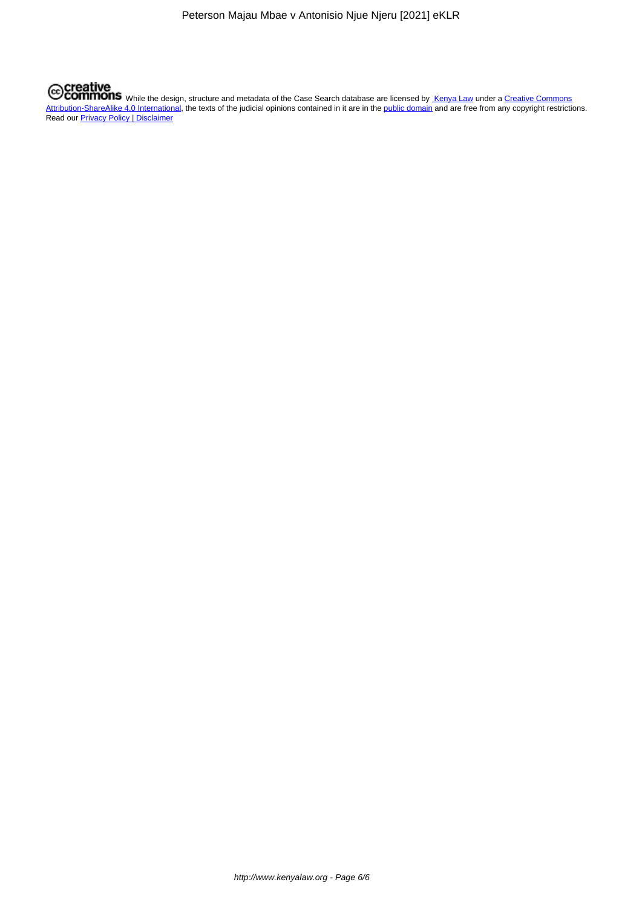While the design, structure and metadata of the Case Search database are licensed by Kenya Law under a Creative Commons Attribution-ShareAlike 4.0 International, the texts of the judicial opinions contained in it are in the public domain and are free from any copyright restrictions. Read our Privacy Policy | Disclaimer